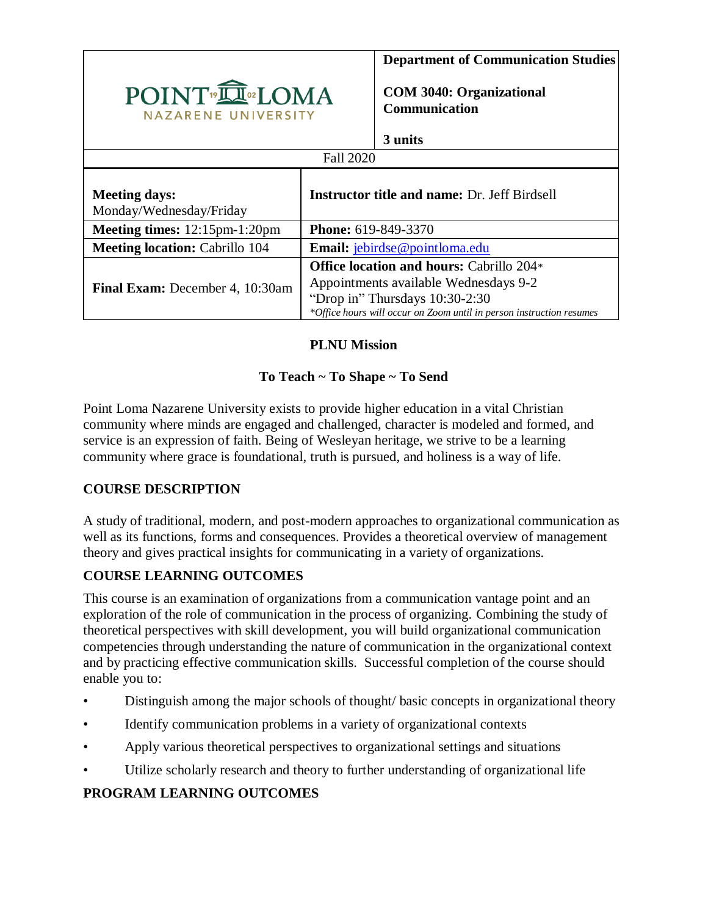| POINT LOMA NAZARENE UNIVERSITY | **Department of Communication Studies**<br><br>**COM 3040: Organizational Communication**<br><br>**3 units** |
|---|---|
| Fall 2020 | |

| **Meeting days:** Monday/Wednesday/Friday | **Instructor title and name:** Dr. Jeff Birdsell |
|---|---|
| **Meeting times:** 12:15pm-1:20pm | **Phone:** 619-849-3370 |
| **Meeting location:** Cabrillo 104 | **Email:** jebirdse@pointloma.edu |
| **Final Exam:** December 4, 10:30am | **Office location and hours:** Cabrillo 204*<br>Appointments available Wednesdays 9-2<br>"Drop in" Thursdays 10:30-2:30<br>*\*Office hours will occur on Zoom until in person instruction resumes* |

**PLNU Mission**

**To Teach ~ To Shape ~ To Send**

Point Loma Nazarene University exists to provide higher education in a vital Christian community where minds are engaged and challenged, character is modeled and formed, and service is an expression of faith. Being of Wesleyan heritage, we strive to be a learning community where grace is foundational, truth is pursued, and holiness is a way of life.

## COURSE DESCRIPTION

A study of traditional, modern, and post-modern approaches to organizational communication as well as its functions, forms and consequences. Provides a theoretical overview of management theory and gives practical insights for communicating in a variety of organizations.

## COURSE LEARNING OUTCOMES

This course is an examination of organizations from a communication vantage point and an exploration of the role of communication in the process of organizing. Combining the study of theoretical perspectives with skill development, you will build organizational communication competencies through understanding the nature of communication in the organizational context and by practicing effective communication skills. Successful completion of the course should enable you to:

- Distinguish among the major schools of thought/ basic concepts in organizational theory
- Identify communication problems in a variety of organizational contexts
- Apply various theoretical perspectives to organizational settings and situations
- Utilize scholarly research and theory to further understanding of organizational life

## PROGRAM LEARNING OUTCOMES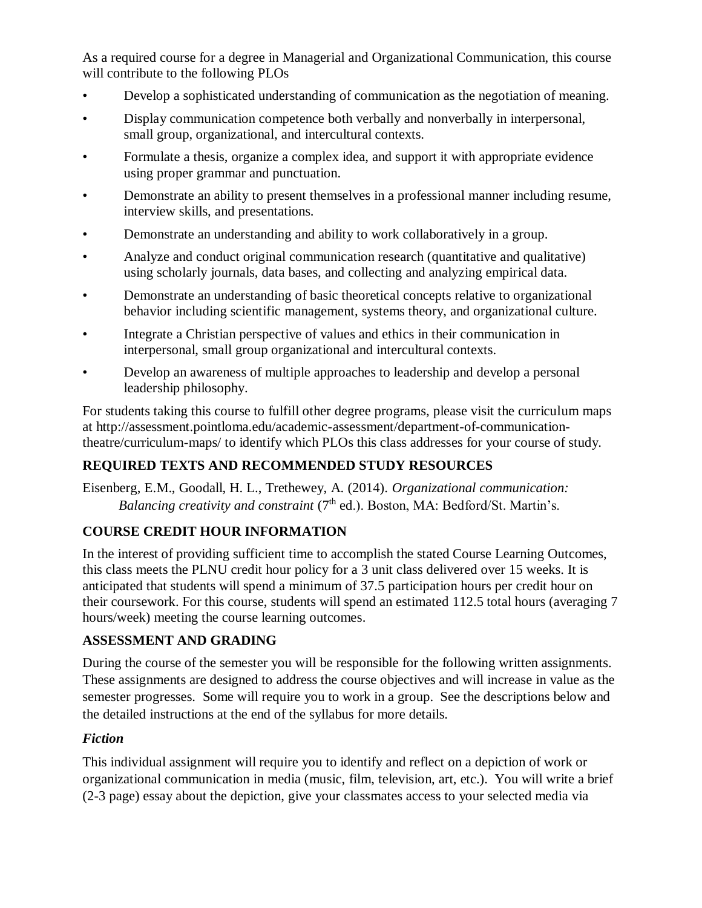As a required course for a degree in Managerial and Organizational Communication, this course will contribute to the following PLOs

- Develop a sophisticated understanding of communication as the negotiation of meaning.
- Display communication competence both verbally and nonverbally in interpersonal, small group, organizational, and intercultural contexts.
- Formulate a thesis, organize a complex idea, and support it with appropriate evidence using proper grammar and punctuation.
- Demonstrate an ability to present themselves in a professional manner including resume, interview skills, and presentations.
- Demonstrate an understanding and ability to work collaboratively in a group.
- Analyze and conduct original communication research (quantitative and qualitative) using scholarly journals, data bases, and collecting and analyzing empirical data.
- Demonstrate an understanding of basic theoretical concepts relative to organizational behavior including scientific management, systems theory, and organizational culture.
- Integrate a Christian perspective of values and ethics in their communication in interpersonal, small group organizational and intercultural contexts.
- Develop an awareness of multiple approaches to leadership and develop a personal leadership philosophy.

For students taking this course to fulfill other degree programs, please visit the curriculum maps at http://assessment.pointloma.edu/academic-assessment/department-of-communication-theatre/curriculum-maps/ to identify which PLOs this class addresses for your course of study.

## REQUIRED TEXTS AND RECOMMENDED STUDY RESOURCES

Eisenberg, E.M., Goodall, H. L., Trethewey, A. (2014). *Organizational communication: Balancing creativity and constraint* (7th ed.). Boston, MA: Bedford/St. Martin's.

## COURSE CREDIT HOUR INFORMATION

In the interest of providing sufficient time to accomplish the stated Course Learning Outcomes, this class meets the PLNU credit hour policy for a 3 unit class delivered over 15 weeks. It is anticipated that students will spend a minimum of 37.5 participation hours per credit hour on their coursework. For this course, students will spend an estimated 112.5 total hours (averaging 7 hours/week) meeting the course learning outcomes.

## ASSESSMENT AND GRADING

During the course of the semester you will be responsible for the following written assignments. These assignments are designed to address the course objectives and will increase in value as the semester progresses. Some will require you to work in a group. See the descriptions below and the detailed instructions at the end of the syllabus for more details.

### *Fiction*

This individual assignment will require you to identify and reflect on a depiction of work or organizational communication in media (music, film, television, art, etc.). You will write a brief (2-3 page) essay about the depiction, give your classmates access to your selected media via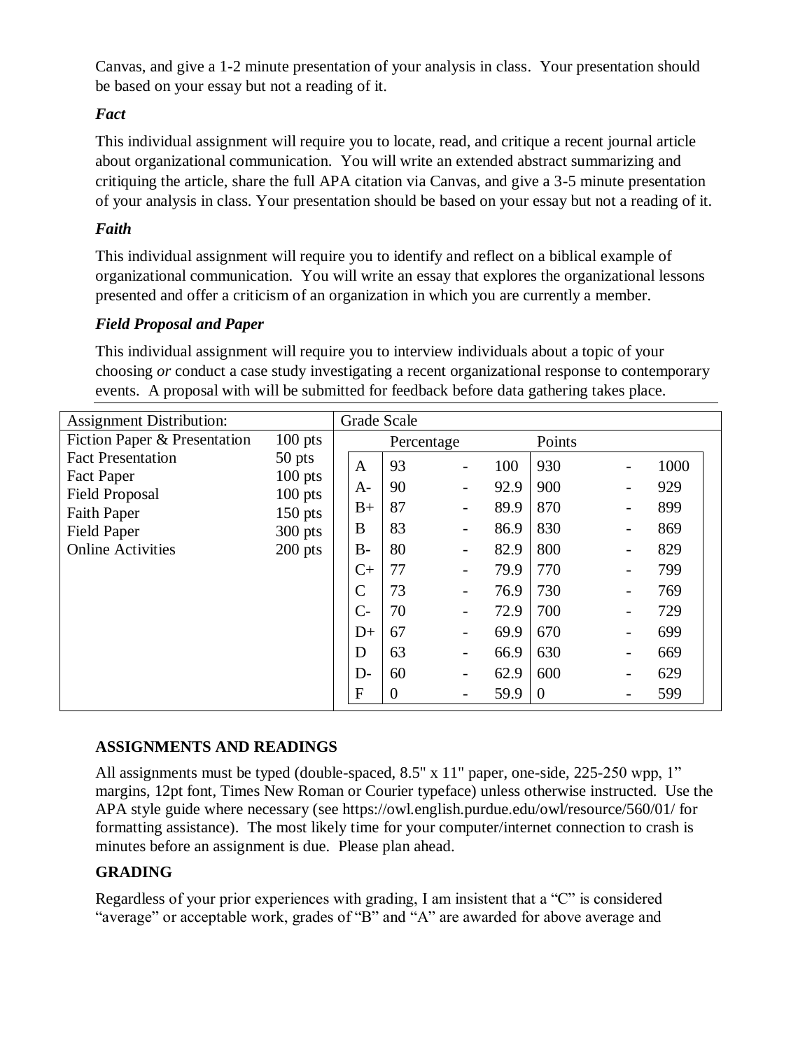Canvas, and give a 1-2 minute presentation of your analysis in class. Your presentation should be based on your essay but not a reading of it.

### *Fact*

This individual assignment will require you to locate, read, and critique a recent journal article about organizational communication. You will write an extended abstract summarizing and critiquing the article, share the full APA citation via Canvas, and give a 3-5 minute presentation of your analysis in class. Your presentation should be based on your essay but not a reading of it.

### *Faith*

This individual assignment will require you to identify and reflect on a biblical example of organizational communication. You will write an essay that explores the organizational lessons presented and offer a criticism of an organization in which you are currently a member.

### *Field Proposal and Paper*

This individual assignment will require you to interview individuals about a topic of your choosing *or* conduct a case study investigating a recent organizational response to contemporary events. A proposal with will be submitted for feedback before data gathering takes place.

| Assignment Distribution: | |
|---|---|
| Fiction Paper & Presentation | 100 pts |
| Fact Presentation | 50 pts |
| Fact Paper | 100 pts |
| Field Proposal | 100 pts |
| Faith Paper | 150 pts |
| Field Paper | 300 pts |
| Online Activities | 200 pts |

| Grade Scale | Percentage | | | Points | | |
|---|---|---|---|---|---|---|
| A | 93 | - | 100 | 930 | - | 1000 |
| A- | 90 | - | 92.9 | 900 | - | 929 |
| B+ | 87 | - | 89.9 | 870 | - | 899 |
| B | 83 | - | 86.9 | 830 | - | 869 |
| B- | 80 | - | 82.9 | 800 | - | 829 |
| C+ | 77 | - | 79.9 | 770 | - | 799 |
| C | 73 | - | 76.9 | 730 | - | 769 |
| C- | 70 | - | 72.9 | 700 | - | 729 |
| D+ | 67 | - | 69.9 | 670 | - | 699 |
| D | 63 | - | 66.9 | 630 | - | 669 |
| D- | 60 | - | 62.9 | 600 | - | 629 |
| F | 0 | - | 59.9 | 0 | - | 599 |

## ASSIGNMENTS AND READINGS

All assignments must be typed (double-spaced, 8.5" x 11" paper, one-side, 225-250 wpp, 1" margins, 12pt font, Times New Roman or Courier typeface) unless otherwise instructed. Use the APA style guide where necessary (see https://owl.english.purdue.edu/owl/resource/560/01/ for formatting assistance). The most likely time for your computer/internet connection to crash is minutes before an assignment is due. Please plan ahead.

## GRADING

Regardless of your prior experiences with grading, I am insistent that a "C" is considered "average" or acceptable work, grades of "B" and "A" are awarded for above average and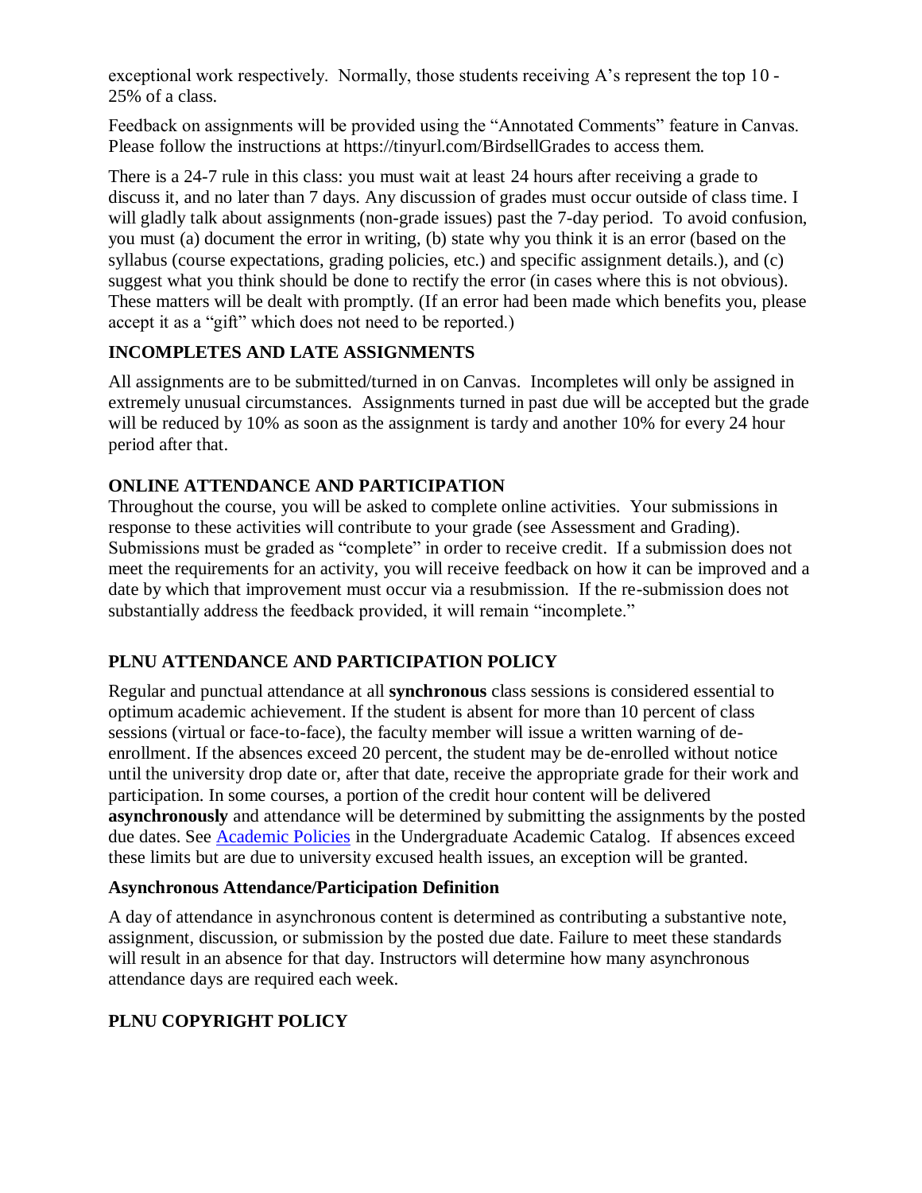exceptional work respectively. Normally, those students receiving A's represent the top 10 - 25% of a class.

Feedback on assignments will be provided using the "Annotated Comments" feature in Canvas. Please follow the instructions at https://tinyurl.com/BirdsellGrades to access them.

There is a 24-7 rule in this class: you must wait at least 24 hours after receiving a grade to discuss it, and no later than 7 days. Any discussion of grades must occur outside of class time. I will gladly talk about assignments (non-grade issues) past the 7-day period. To avoid confusion, you must (a) document the error in writing, (b) state why you think it is an error (based on the syllabus (course expectations, grading policies, etc.) and specific assignment details.), and (c) suggest what you think should be done to rectify the error (in cases where this is not obvious). These matters will be dealt with promptly. (If an error had been made which benefits you, please accept it as a "gift" which does not need to be reported.)

### INCOMPLETES AND LATE ASSIGNMENTS

All assignments are to be submitted/turned in on Canvas. Incompletes will only be assigned in extremely unusual circumstances. Assignments turned in past due will be accepted but the grade will be reduced by 10% as soon as the assignment is tardy and another 10% for every 24 hour period after that.

### ONLINE ATTENDANCE AND PARTICIPATION

Throughout the course, you will be asked to complete online activities. Your submissions in response to these activities will contribute to your grade (see Assessment and Grading). Submissions must be graded as "complete" in order to receive credit. If a submission does not meet the requirements for an activity, you will receive feedback on how it can be improved and a date by which that improvement must occur via a resubmission. If the re-submission does not substantially address the feedback provided, it will remain "incomplete."

### PLNU ATTENDANCE AND PARTICIPATION POLICY

Regular and punctual attendance at all **synchronous** class sessions is considered essential to optimum academic achievement. If the student is absent for more than 10 percent of class sessions (virtual or face-to-face), the faculty member will issue a written warning of de-enrollment. If the absences exceed 20 percent, the student may be de-enrolled without notice until the university drop date or, after that date, receive the appropriate grade for their work and participation. In some courses, a portion of the credit hour content will be delivered **asynchronously** and attendance will be determined by submitting the assignments by the posted due dates. See [Academic Policies](#) in the Undergraduate Academic Catalog. If absences exceed these limits but are due to university excused health issues, an exception will be granted.

#### Asynchronous Attendance/Participation Definition

A day of attendance in asynchronous content is determined as contributing a substantive note, assignment, discussion, or submission by the posted due date. Failure to meet these standards will result in an absence for that day. Instructors will determine how many asynchronous attendance days are required each week.

### PLNU COPYRIGHT POLICY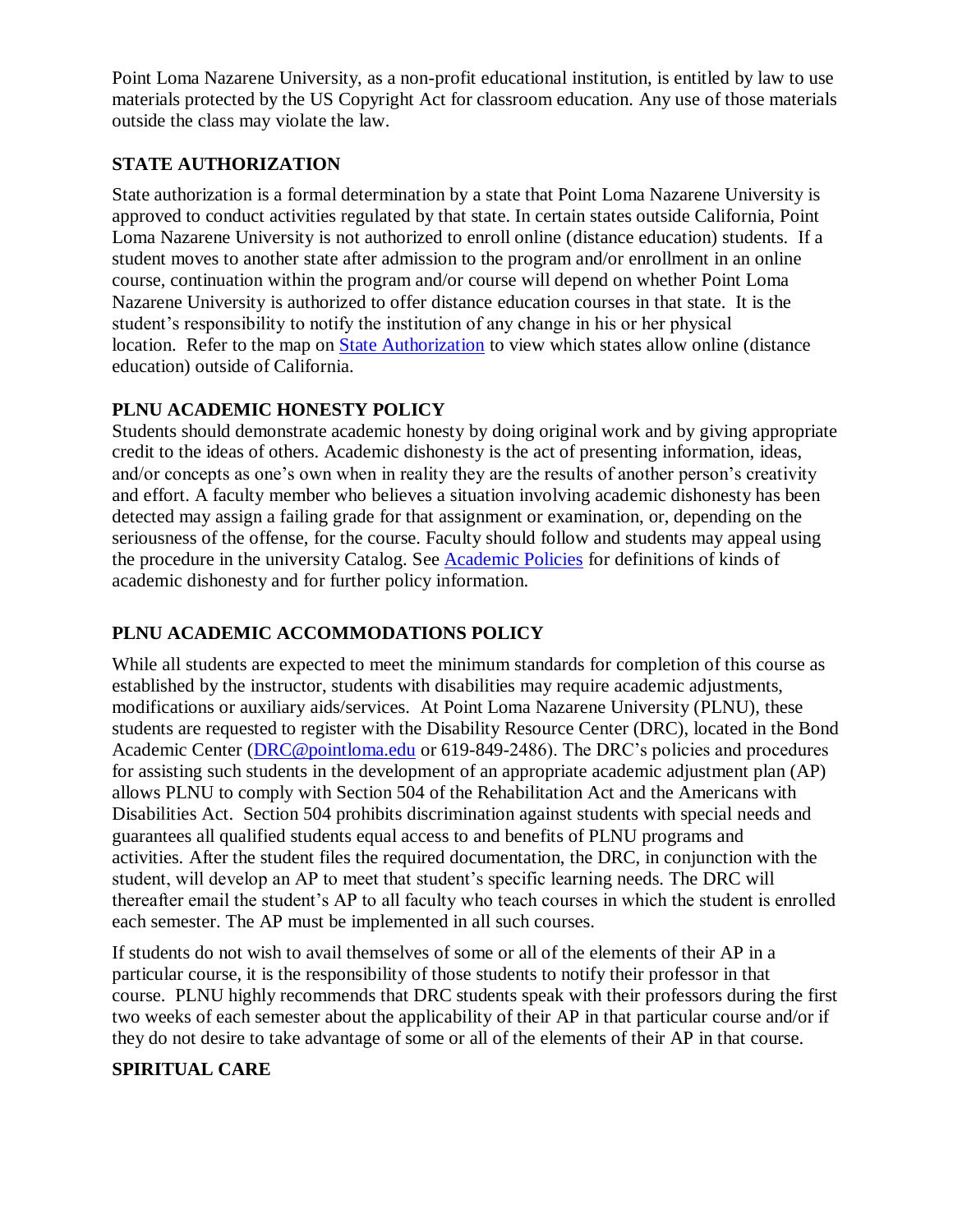Point Loma Nazarene University, as a non-profit educational institution, is entitled by law to use materials protected by the US Copyright Act for classroom education. Any use of those materials outside the class may violate the law.

## STATE AUTHORIZATION

State authorization is a formal determination by a state that Point Loma Nazarene University is approved to conduct activities regulated by that state. In certain states outside California, Point Loma Nazarene University is not authorized to enroll online (distance education) students. If a student moves to another state after admission to the program and/or enrollment in an online course, continuation within the program and/or course will depend on whether Point Loma Nazarene University is authorized to offer distance education courses in that state. It is the student's responsibility to notify the institution of any change in his or her physical location. Refer to the map on [State Authorization] to view which states allow online (distance education) outside of California.

## PLNU ACADEMIC HONESTY POLICY

Students should demonstrate academic honesty by doing original work and by giving appropriate credit to the ideas of others. Academic dishonesty is the act of presenting information, ideas, and/or concepts as one's own when in reality they are the results of another person's creativity and effort. A faculty member who believes a situation involving academic dishonesty has been detected may assign a failing grade for that assignment or examination, or, depending on the seriousness of the offense, for the course. Faculty should follow and students may appeal using the procedure in the university Catalog. See [Academic Policies] for definitions of kinds of academic dishonesty and for further policy information.

## PLNU ACADEMIC ACCOMMODATIONS POLICY

While all students are expected to meet the minimum standards for completion of this course as established by the instructor, students with disabilities may require academic adjustments, modifications or auxiliary aids/services. At Point Loma Nazarene University (PLNU), these students are requested to register with the Disability Resource Center (DRC), located in the Bond Academic Center (DRC@pointloma.edu or 619-849-2486). The DRC's policies and procedures for assisting such students in the development of an appropriate academic adjustment plan (AP) allows PLNU to comply with Section 504 of the Rehabilitation Act and the Americans with Disabilities Act. Section 504 prohibits discrimination against students with special needs and guarantees all qualified students equal access to and benefits of PLNU programs and activities. After the student files the required documentation, the DRC, in conjunction with the student, will develop an AP to meet that student's specific learning needs. The DRC will thereafter email the student's AP to all faculty who teach courses in which the student is enrolled each semester. The AP must be implemented in all such courses.

If students do not wish to avail themselves of some or all of the elements of their AP in a particular course, it is the responsibility of those students to notify their professor in that course. PLNU highly recommends that DRC students speak with their professors during the first two weeks of each semester about the applicability of their AP in that particular course and/or if they do not desire to take advantage of some or all of the elements of their AP in that course.

## SPIRITUAL CARE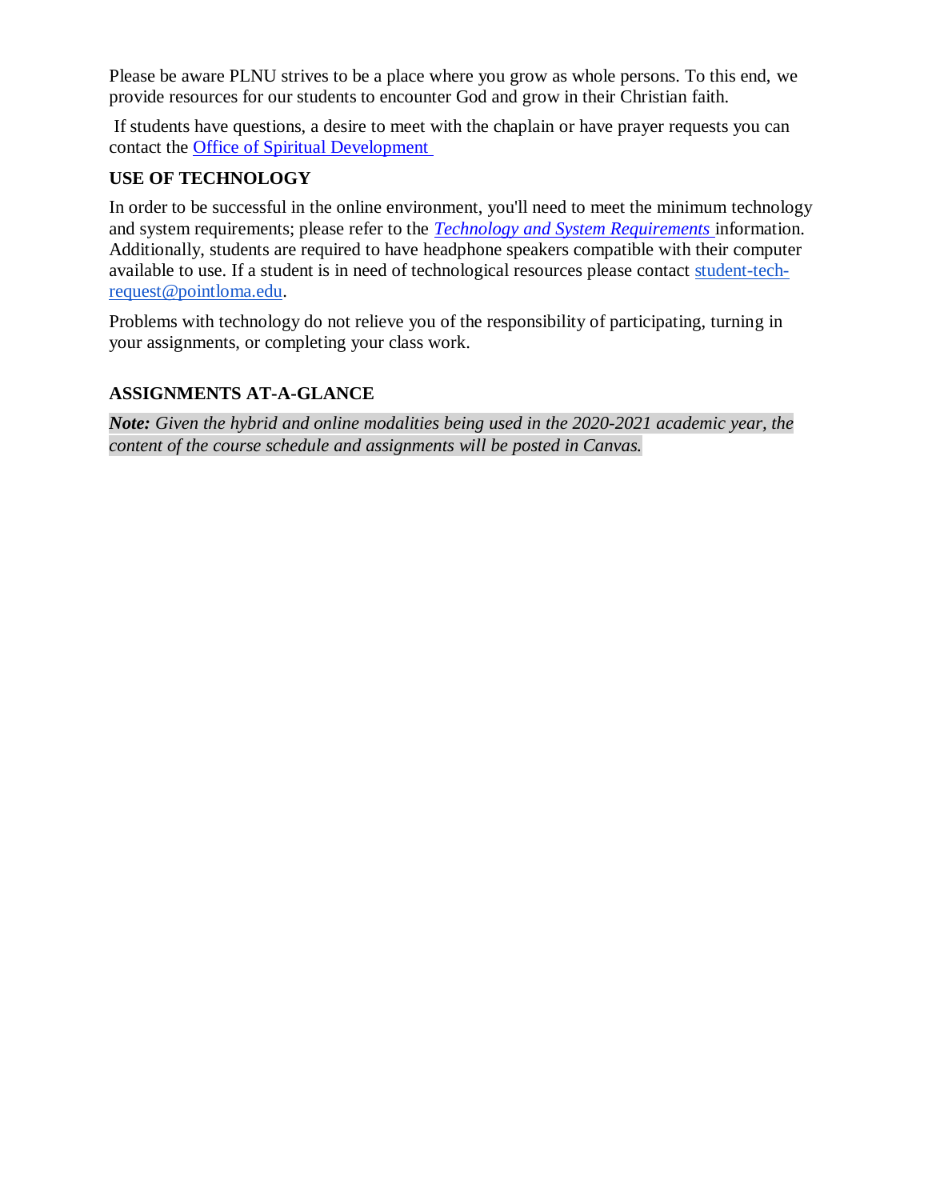Please be aware PLNU strives to be a place where you grow as whole persons. To this end, we provide resources for our students to encounter God and grow in their Christian faith.

If students have questions, a desire to meet with the chaplain or have prayer requests you can contact the [Office of Spiritual Development](#)

### USE OF TECHNOLOGY

In order to be successful in the online environment, you'll need to meet the minimum technology and system requirements; please refer to the [*Technology and System Requirements*](#) information. Additionally, students are required to have headphone speakers compatible with their computer available to use. If a student is in need of technological resources please contact [student-tech-request@pointloma.edu](mailto:student-tech-request@pointloma.edu).

Problems with technology do not relieve you of the responsibility of participating, turning in your assignments, or completing your class work.

### ASSIGNMENTS AT-A-GLANCE

***Note:*** *Given the hybrid and online modalities being used in the 2020-2021 academic year, the content of the course schedule and assignments will be posted in Canvas.*